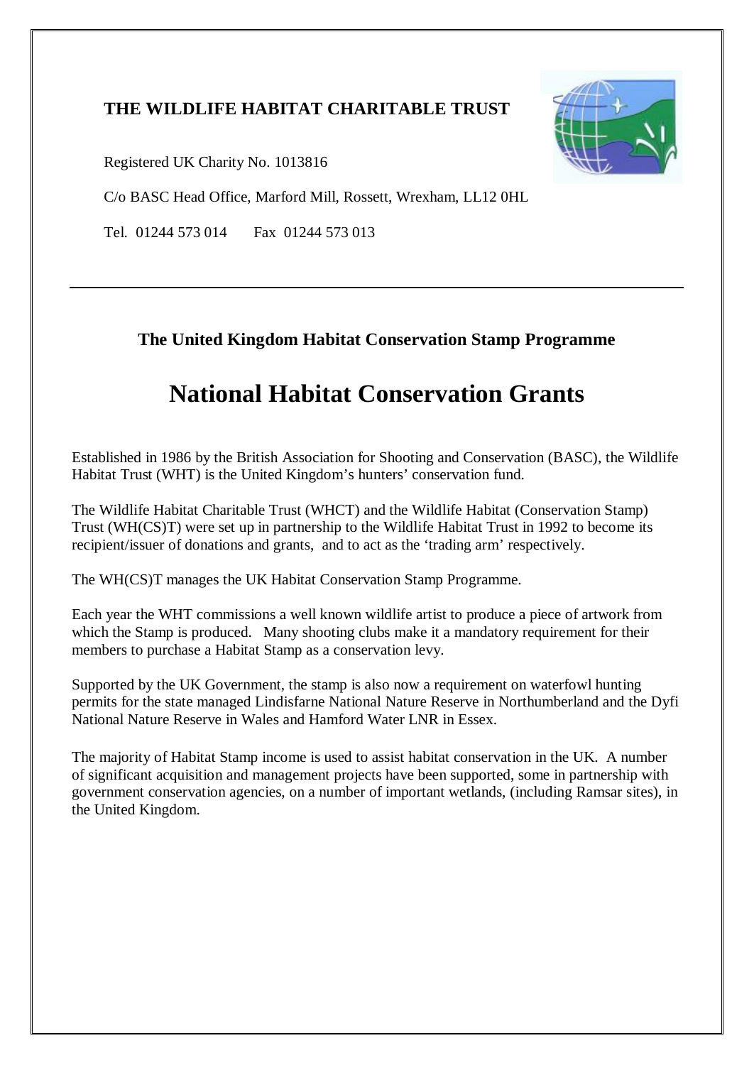**THE WILDLIFE HABITAT CHARITABLE TRUST**

Registered UK Charity No. 1013816

C/o BASC Head Office, Marford Mill, Rossett, Wrexham, LL12 0HL

Tel. 01244 573 014    Fax 01244 573 013

---

### The United Kingdom Habitat Conservation Stamp Programme

# National Habitat Conservation Grants

Established in 1986 by the British Association for Shooting and Conservation (BASC), the Wildlife Habitat Trust (WHT) is the United Kingdom's hunters' conservation fund.

The Wildlife Habitat Charitable Trust (WHCT) and the Wildlife Habitat (Conservation Stamp) Trust (WH(CS)T) were set up in partnership to the Wildlife Habitat Trust in 1992 to become its recipient/issuer of donations and grants, and to act as the 'trading arm' respectively.

The WH(CS)T manages the UK Habitat Conservation Stamp Programme.

Each year the WHT commissions a well known wildlife artist to produce a piece of artwork from which the Stamp is produced. Many shooting clubs make it a mandatory requirement for their members to purchase a Habitat Stamp as a conservation levy.

Supported by the UK Government, the stamp is also now a requirement on waterfowl hunting permits for the state managed Lindisfarne National Nature Reserve in Northumberland and the Dyfi National Nature Reserve in Wales and Hamford Water LNR in Essex.

The majority of Habitat Stamp income is used to assist habitat conservation in the UK. A number of significant acquisition and management projects have been supported, some in partnership with government conservation agencies, on a number of important wetlands, (including Ramsar sites), in the United Kingdom.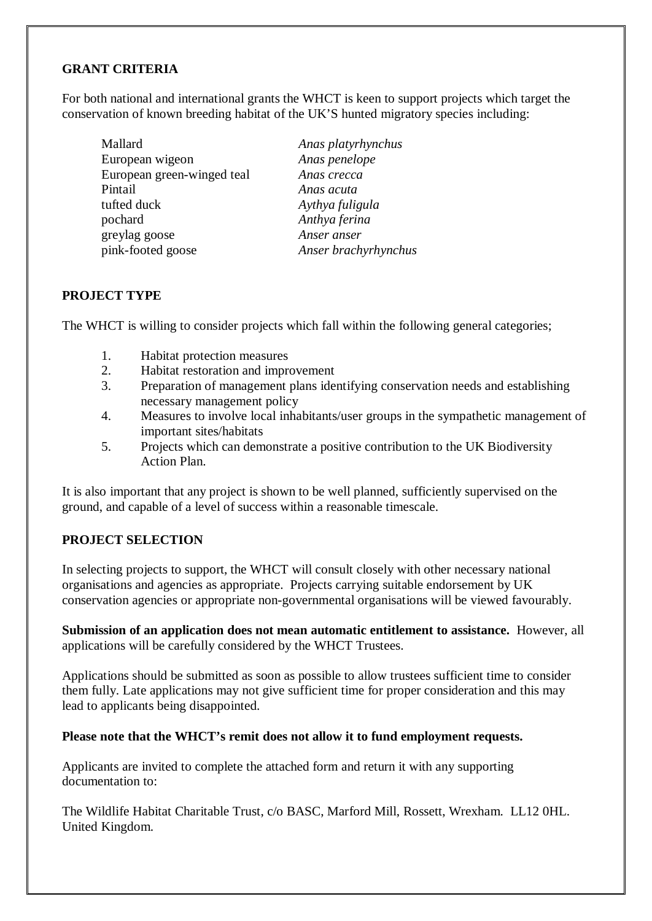**GRANT CRITERIA**

For both national and international grants the WHCT is keen to support projects which target the conservation of known breeding habitat of the UK'S hunted migratory species including:

| | |
|---|---|
| Mallard | *Anas platyrhynchus* |
| European wigeon | *Anas penelope* |
| European green-winged teal | *Anas crecca* |
| Pintail | *Anas acuta* |
| tufted duck | *Aythya fuligula* |
| pochard | *Anthya ferina* |
| greylag goose | *Anser anser* |
| pink-footed goose | *Anser brachyrhynchus* |

**PROJECT TYPE**

The WHCT is willing to consider projects which fall within the following general categories;

1. Habitat protection measures
2. Habitat restoration and improvement
3. Preparation of management plans identifying conservation needs and establishing necessary management policy
4. Measures to involve local inhabitants/user groups in the sympathetic management of important sites/habitats
5. Projects which can demonstrate a positive contribution to the UK Biodiversity Action Plan.

It is also important that any project is shown to be well planned, sufficiently supervised on the ground, and capable of a level of success within a reasonable timescale.

**PROJECT SELECTION**

In selecting projects to support, the WHCT will consult closely with other necessary national organisations and agencies as appropriate. Projects carrying suitable endorsement by UK conservation agencies or appropriate non-governmental organisations will be viewed favourably.

**Submission of an application does not mean automatic entitlement to assistance.** However, all applications will be carefully considered by the WHCT Trustees.

Applications should be submitted as soon as possible to allow trustees sufficient time to consider them fully. Late applications may not give sufficient time for proper consideration and this may lead to applicants being disappointed.

**Please note that the WHCT's remit does not allow it to fund employment requests.**

Applicants are invited to complete the attached form and return it with any supporting documentation to:

The Wildlife Habitat Charitable Trust, c/o BASC, Marford Mill, Rossett, Wrexham. LL12 0HL. United Kingdom.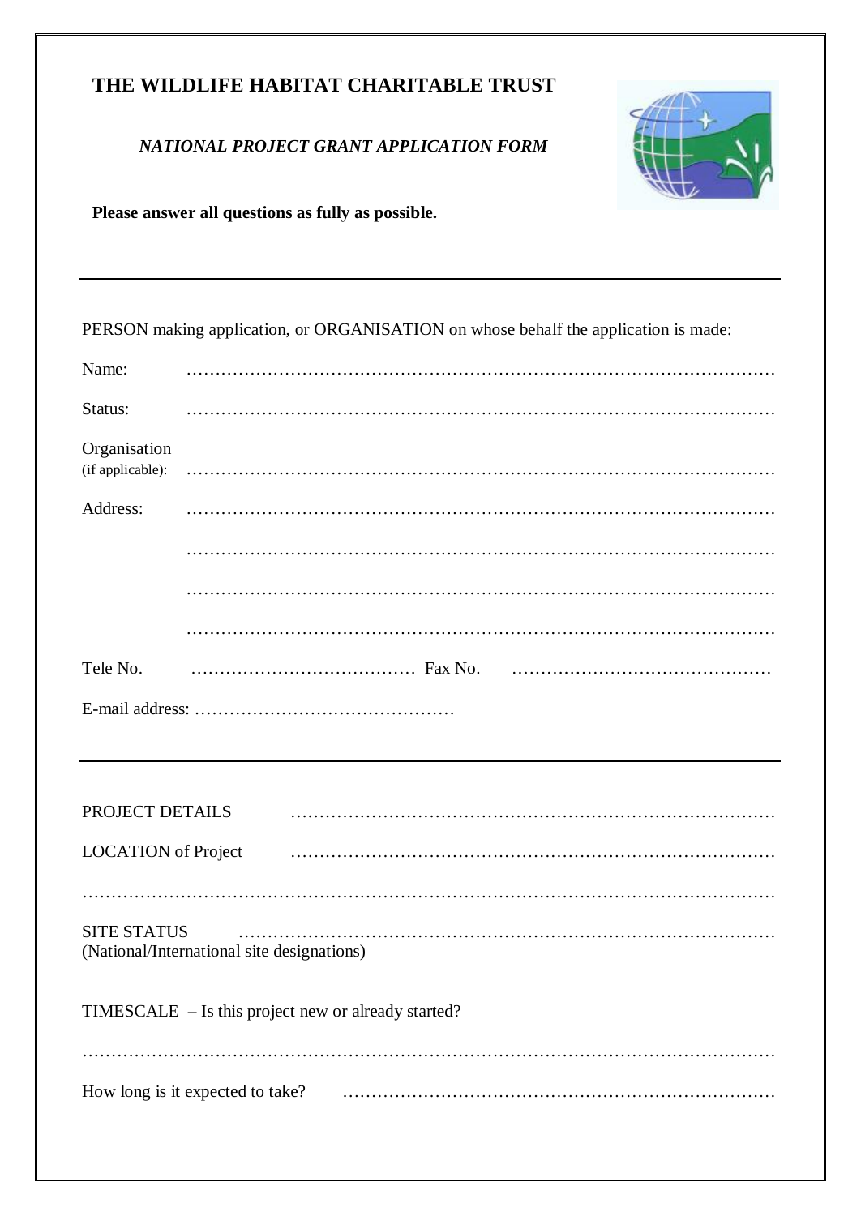# THE WILDLIFE HABITAT CHARITABLE TRUST

*NATIONAL PROJECT GRANT APPLICATION FORM*

**Please answer all questions as fully as possible.**

---

PERSON making application, or ORGANISATION on whose behalf the application is made:

Name: …………………………………………………………………………………………

Status: …………………………………………………………………………………………

Organisation (if applicable): …………………………………………………………………………………………

Address: …………………………………………………………………………………………

…………………………………………………………………………………………

…………………………………………………………………………………………

…………………………………………………………………………………………

Tele No. ………………………………… Fax No. ………………………………………

E-mail address: ………………………………………

---

PROJECT DETAILS …………………………………………………………………………

LOCATION of Project …………………………………………………………………………

……………………………………………………………………………………………………

SITE STATUS …………………………………………………………………………………
(National/International site designations)

TIMESCALE – Is this project new or already started?

……………………………………………………………………………………………………

How long is it expected to take? ……………………………………………………………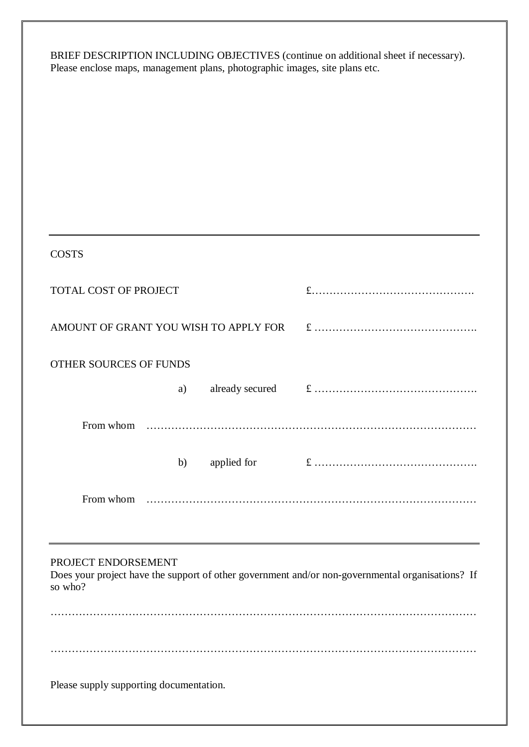BRIEF DESCRIPTION INCLUDING OBJECTIVES (continue on additional sheet if necessary).
Please enclose maps, management plans, photographic images, site plans etc.

---

COSTS

TOTAL COST OF PROJECT £……………………………………….

AMOUNT OF GRANT YOU WISH TO APPLY FOR £ ……………………………………….

OTHER SOURCES OF FUNDS

a) already secured £ ……………………………………….

From whom ………………………………………………………………………………

b) applied for £ ……………………………………….

From whom ………………………………………………………………………………

---

PROJECT ENDORSEMENT
Does your project have the support of other government and/or non-governmental organisations? If so who?

…………………………………………………………………………………………………………

…………………………………………………………………………………………………………

Please supply supporting documentation.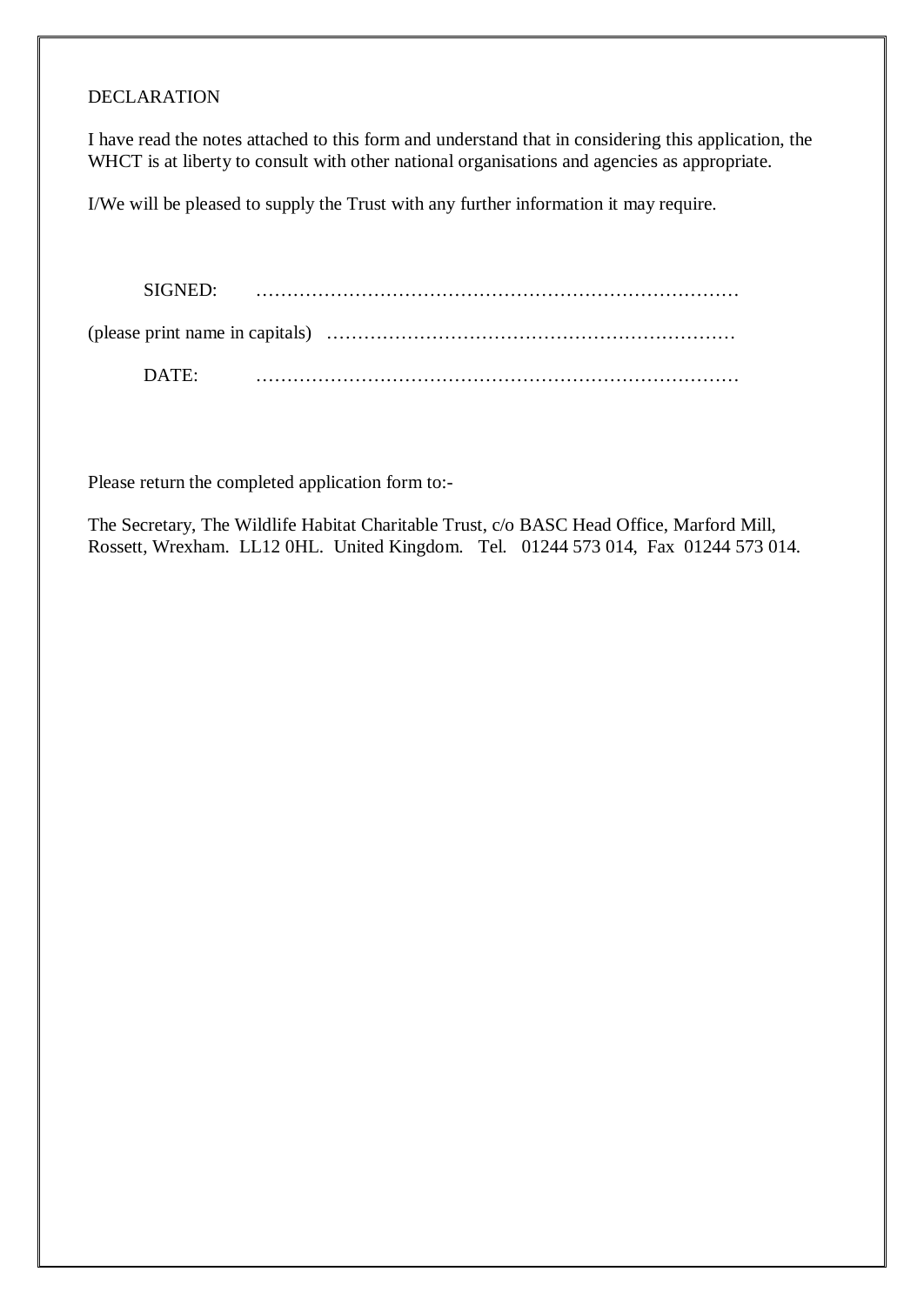DECLARATION

I have read the notes attached to this form and understand that in considering this application, the WHCT is at liberty to consult with other national organisations and agencies as appropriate.

I/We will be pleased to supply the Trust with any further information it may require.

SIGNED: ……………………………………………………………………

(please print name in capitals) …………………………………………………………

DATE: ……………………………………………………………………

Please return the completed application form to:-

The Secretary, The Wildlife Habitat Charitable Trust, c/o BASC Head Office, Marford Mill, Rossett, Wrexham. LL12 0HL. United Kingdom. Tel. 01244 573 014, Fax 01244 573 014.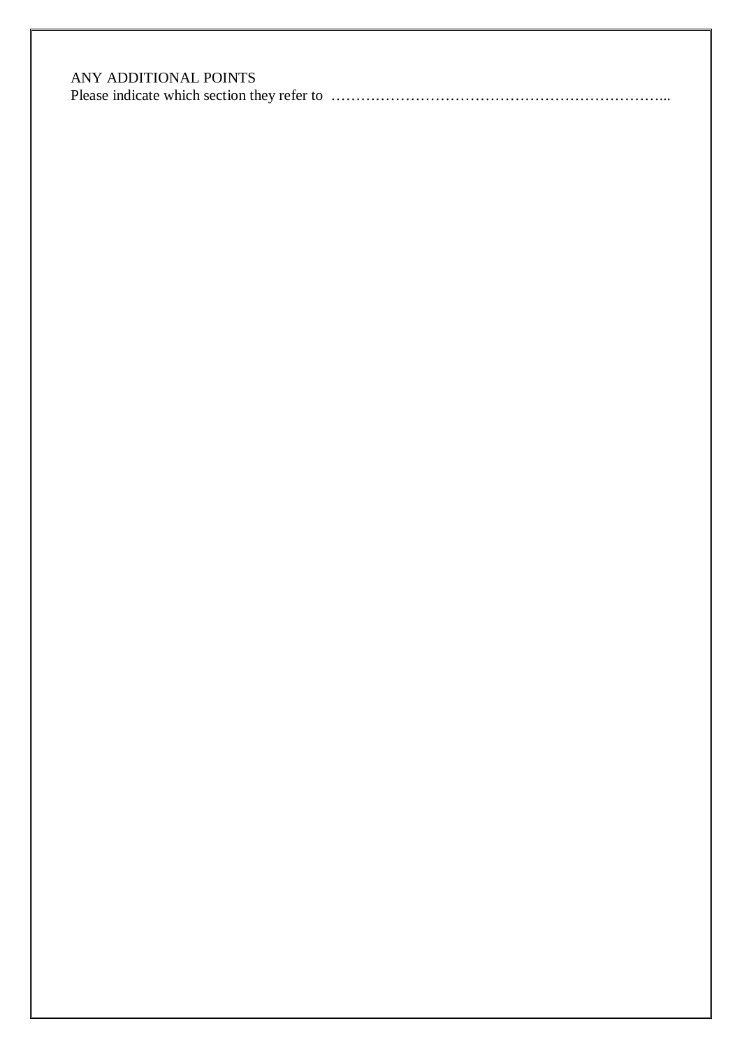ANY ADDITIONAL POINTS

Please indicate which section they refer to …………………………………………………………...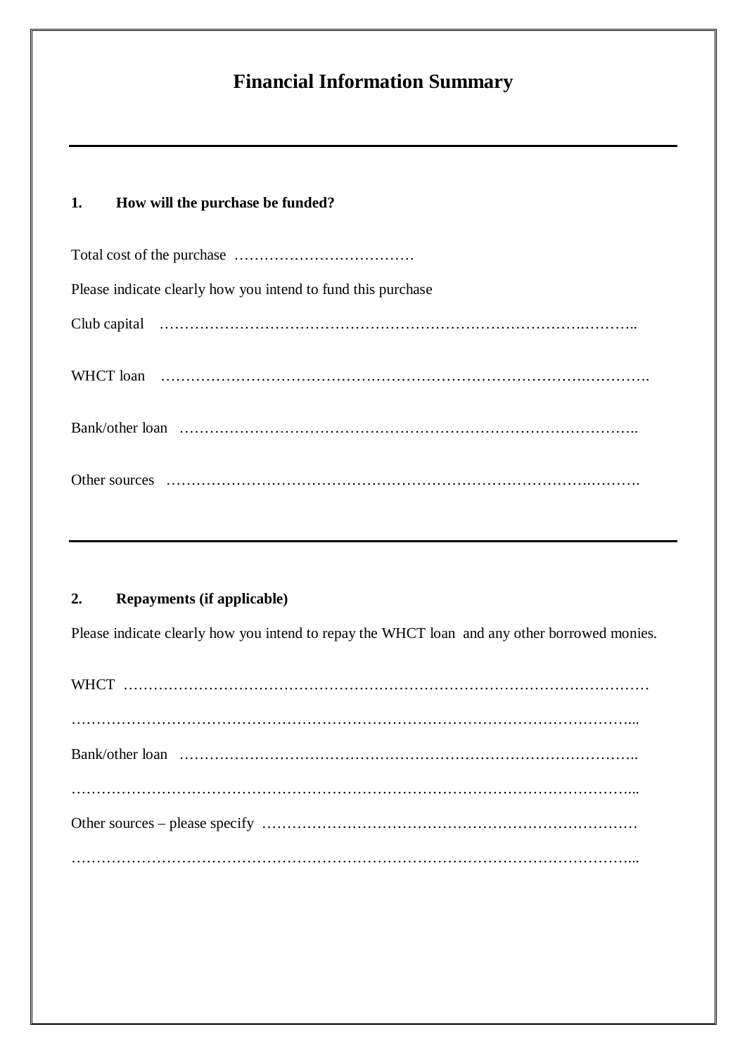# Financial Information Summary

---

## 1. How will the purchase be funded?

Total cost of the purchase ………………………………

Please indicate clearly how you intend to fund this purchase

Club capital ……………………………………………………………………….……..

WHCT loan …………………………………………………………………….………….

Bank/other loan ……………………………………………………………………………..

Other sources ………………………………………………………………….……….

---

## 2. Repayments (if applicable)

Please indicate clearly how you intend to repay the WHCT loan and any other borrowed monies.

WHCT ………………………………………………………………………………………

……………………………………………………………………………………………...

Bank/other loan ……………………………………………………………………………..

……………………………………………………………………………………………...

Other sources – please specify …………………………………………………………………

……………………………………………………………………………………………...